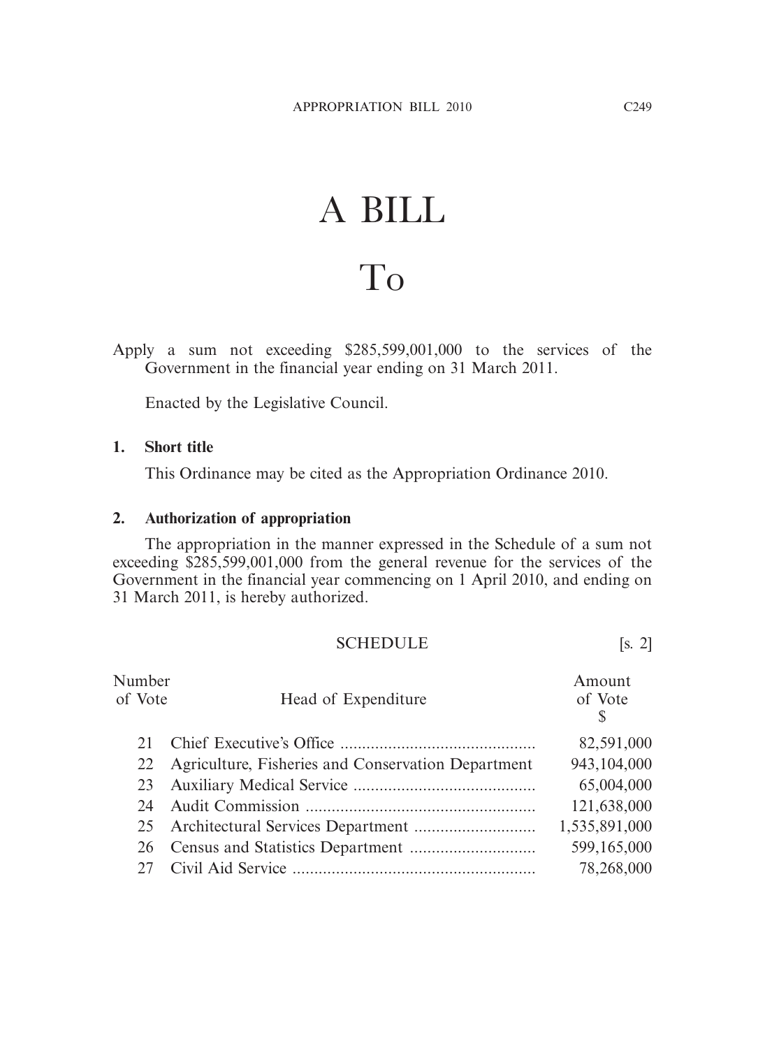# A BILL

# To

Apply a sum not exceeding $285,599,001,000 to the services of the Government in the financial year ending on 31 March 2011.

Enacted by the Legislative Council.

**1. Short title**

This Ordinance may be cited as the Appropriation Ordinance 2010.

**2. Authorization of appropriation**

The appropriation in the manner expressed in the Schedule of a sum not exceeding $285,599,001,000 from the general revenue for the services of the Government in the financial year commencing on 1 April 2010, and ending on 31 March 2011, is hereby authorized.

SCHEDULE [s. 2]

| Number of Vote | Head of Expenditure | Amount of Vote $ |
|---|---|---|
| 21 | Chief Executive's Office | 82,591,000 |
| 22 | Agriculture, Fisheries and Conservation Department | 943,104,000 |
| 23 | Auxiliary Medical Service | 65,004,000 |
| 24 | Audit Commission | 121,638,000 |
| 25 | Architectural Services Department | 1,535,891,000 |
| 26 | Census and Statistics Department | 599,165,000 |
| 27 | Civil Aid Service | 78,268,000 |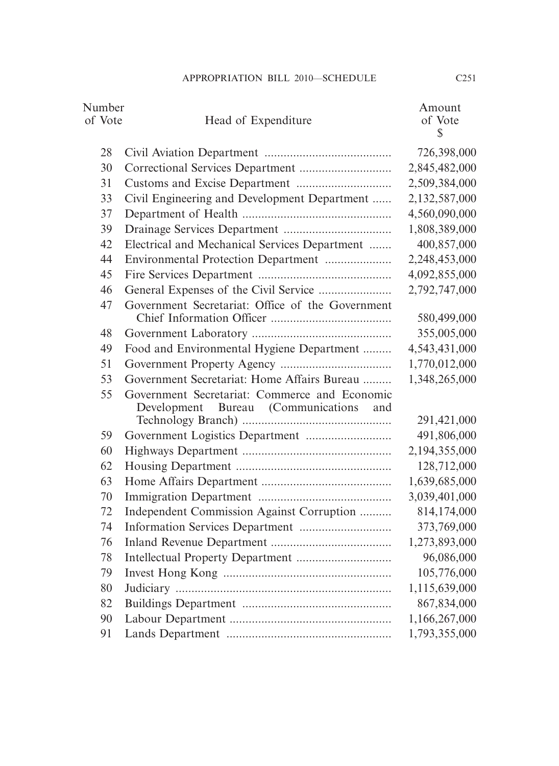| Number of Vote | Head of Expenditure | Amount of Vote $ |
|---|---|---|
| 28 | Civil Aviation Department | 726,398,000 |
| 30 | Correctional Services Department | 2,845,482,000 |
| 31 | Customs and Excise Department | 2,509,384,000 |
| 33 | Civil Engineering and Development Department | 2,132,587,000 |
| 37 | Department of Health | 4,560,090,000 |
| 39 | Drainage Services Department | 1,808,389,000 |
| 42 | Electrical and Mechanical Services Department | 400,857,000 |
| 44 | Environmental Protection Department | 2,248,453,000 |
| 45 | Fire Services Department | 4,092,855,000 |
| 46 | General Expenses of the Civil Service | 2,792,747,000 |
| 47 | Government Secretariat: Office of the Government Chief Information Officer | 580,499,000 |
| 48 | Government Laboratory | 355,005,000 |
| 49 | Food and Environmental Hygiene Department | 4,543,431,000 |
| 51 | Government Property Agency | 1,770,012,000 |
| 53 | Government Secretariat: Home Affairs Bureau | 1,348,265,000 |
| 55 | Government Secretariat: Commerce and Economic Development Bureau (Communications and Technology Branch) | 291,421,000 |
| 59 | Government Logistics Department | 491,806,000 |
| 60 | Highways Department | 2,194,355,000 |
| 62 | Housing Department | 128,712,000 |
| 63 | Home Affairs Department | 1,639,685,000 |
| 70 | Immigration Department | 3,039,401,000 |
| 72 | Independent Commission Against Corruption | 814,174,000 |
| 74 | Information Services Department | 373,769,000 |
| 76 | Inland Revenue Department | 1,273,893,000 |
| 78 | Intellectual Property Department | 96,086,000 |
| 79 | Invest Hong Kong | 105,776,000 |
| 80 | Judiciary | 1,115,639,000 |
| 82 | Buildings Department | 867,834,000 |
| 90 | Labour Department | 1,166,267,000 |
| 91 | Lands Department | 1,793,355,000 |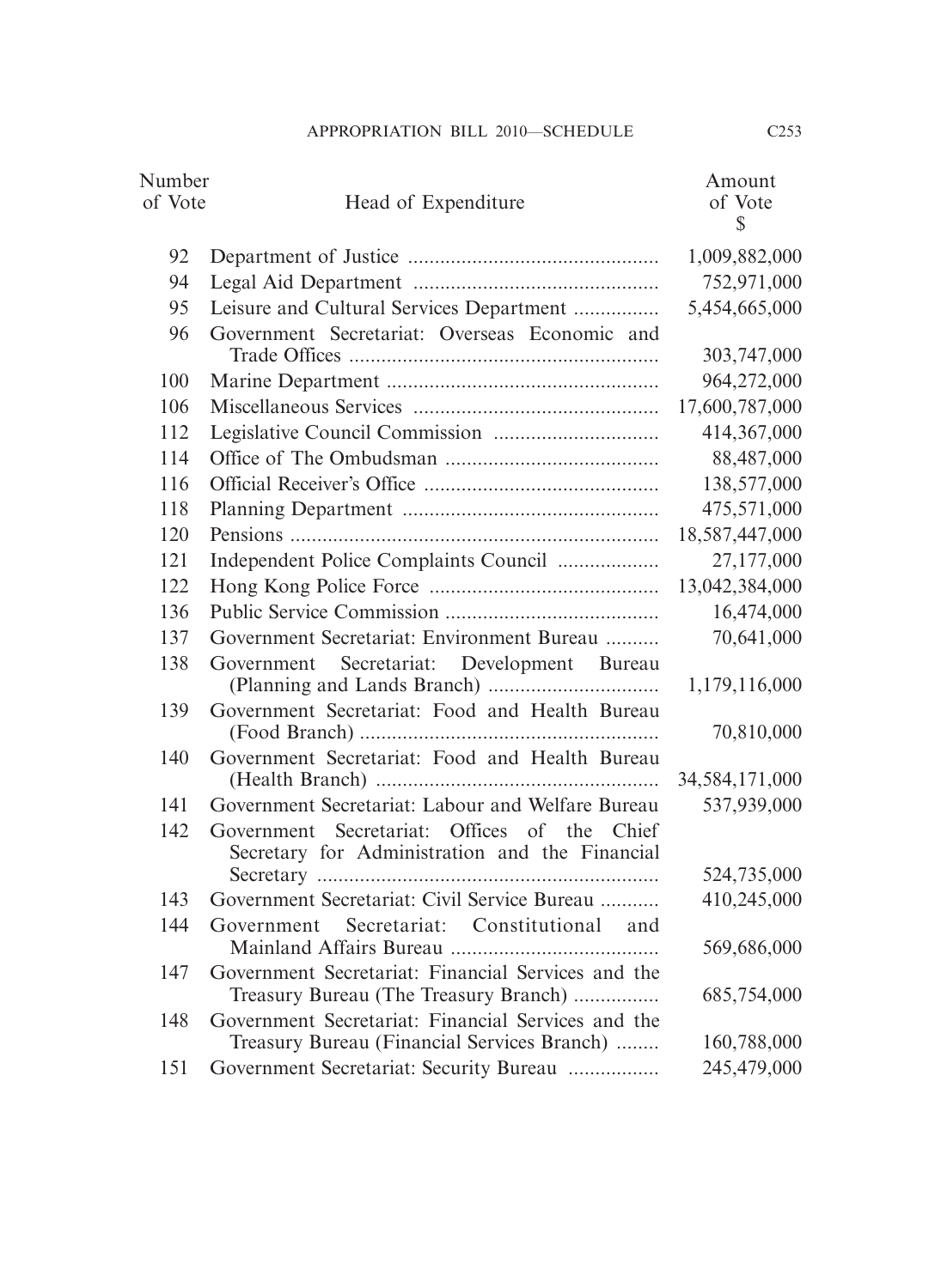| Number of Vote | Head of Expenditure | Amount of Vote $ |
|---|---|---|
| 92 | Department of Justice | 1,009,882,000 |
| 94 | Legal Aid Department | 752,971,000 |
| 95 | Leisure and Cultural Services Department | 5,454,665,000 |
| 96 | Government Secretariat: Overseas Economic and Trade Offices | 303,747,000 |
| 100 | Marine Department | 964,272,000 |
| 106 | Miscellaneous Services | 17,600,787,000 |
| 112 | Legislative Council Commission | 414,367,000 |
| 114 | Office of The Ombudsman | 88,487,000 |
| 116 | Official Receiver's Office | 138,577,000 |
| 118 | Planning Department | 475,571,000 |
| 120 | Pensions | 18,587,447,000 |
| 121 | Independent Police Complaints Council | 27,177,000 |
| 122 | Hong Kong Police Force | 13,042,384,000 |
| 136 | Public Service Commission | 16,474,000 |
| 137 | Government Secretariat: Environment Bureau | 70,641,000 |
| 138 | Government Secretariat: Development Bureau (Planning and Lands Branch) | 1,179,116,000 |
| 139 | Government Secretariat: Food and Health Bureau (Food Branch) | 70,810,000 |
| 140 | Government Secretariat: Food and Health Bureau (Health Branch) | 34,584,171,000 |
| 141 | Government Secretariat: Labour and Welfare Bureau | 537,939,000 |
| 142 | Government Secretariat: Offices of the Chief Secretary for Administration and the Financial Secretary | 524,735,000 |
| 143 | Government Secretariat: Civil Service Bureau | 410,245,000 |
| 144 | Government Secretariat: Constitutional and Mainland Affairs Bureau | 569,686,000 |
| 147 | Government Secretariat: Financial Services and the Treasury Bureau (The Treasury Branch) | 685,754,000 |
| 148 | Government Secretariat: Financial Services and the Treasury Bureau (Financial Services Branch) | 160,788,000 |
| 151 | Government Secretariat: Security Bureau | 245,479,000 |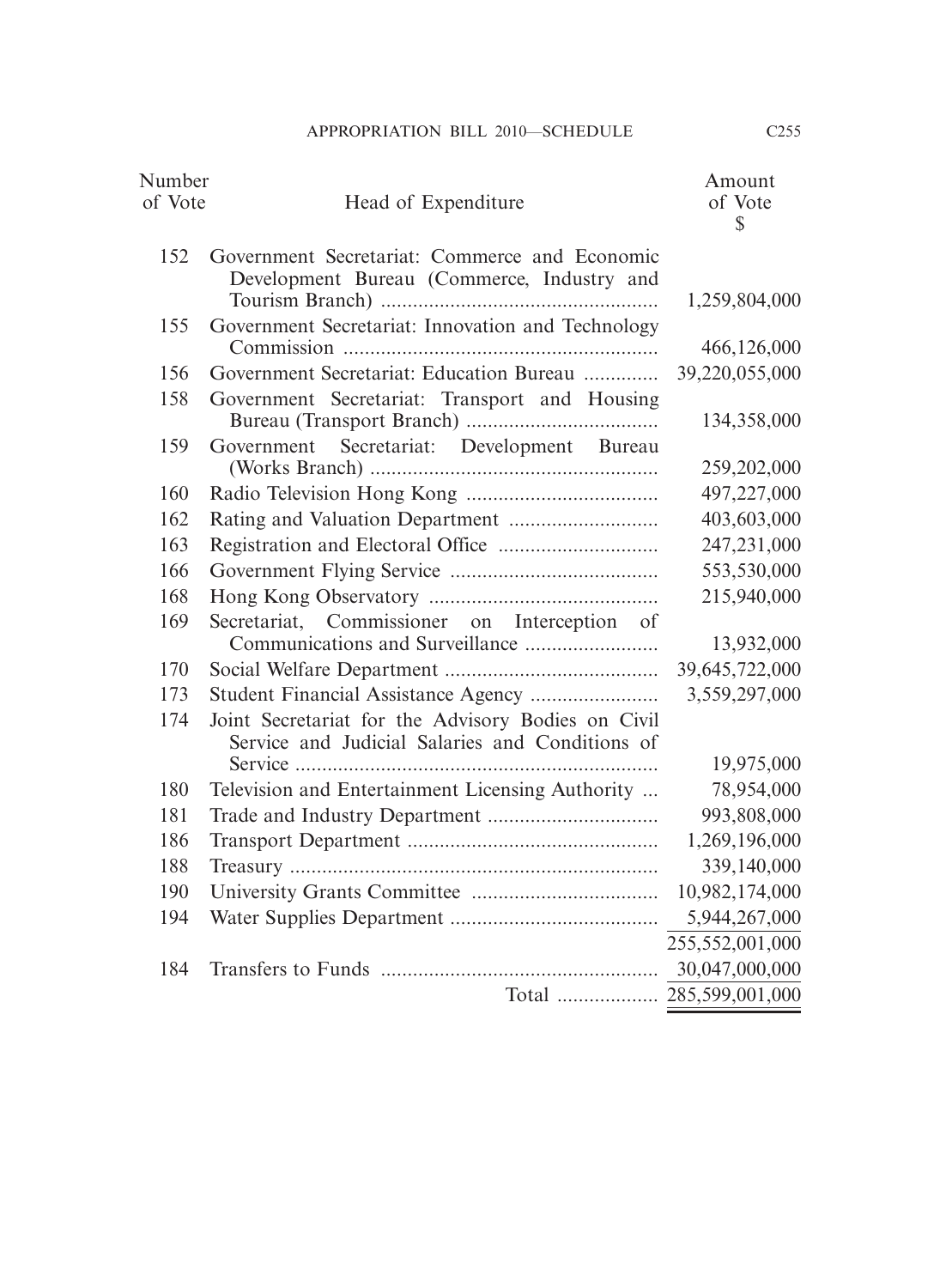| Number of Vote | Head of Expenditure | Amount of Vote $ |
|---|---|---|
| 152 | Government Secretariat: Commerce and Economic Development Bureau (Commerce, Industry and Tourism Branch) | 1,259,804,000 |
| 155 | Government Secretariat: Innovation and Technology Commission | 466,126,000 |
| 156 | Government Secretariat: Education Bureau | 39,220,055,000 |
| 158 | Government Secretariat: Transport and Housing Bureau (Transport Branch) | 134,358,000 |
| 159 | Government Secretariat: Development Bureau (Works Branch) | 259,202,000 |
| 160 | Radio Television Hong Kong | 497,227,000 |
| 162 | Rating and Valuation Department | 403,603,000 |
| 163 | Registration and Electoral Office | 247,231,000 |
| 166 | Government Flying Service | 553,530,000 |
| 168 | Hong Kong Observatory | 215,940,000 |
| 169 | Secretariat, Commissioner on Interception of Communications and Surveillance | 13,932,000 |
| 170 | Social Welfare Department | 39,645,722,000 |
| 173 | Student Financial Assistance Agency | 3,559,297,000 |
| 174 | Joint Secretariat for the Advisory Bodies on Civil Service and Judicial Salaries and Conditions of Service | 19,975,000 |
| 180 | Television and Entertainment Licensing Authority | 78,954,000 |
| 181 | Trade and Industry Department | 993,808,000 |
| 186 | Transport Department | 1,269,196,000 |
| 188 | Treasury | 339,140,000 |
| 190 | University Grants Committee | 10,982,174,000 |
| 194 | Water Supplies Department | 5,944,267,000 |
| | | 255,552,001,000 |
| 184 | Transfers to Funds | 30,047,000,000 |
| | Total | 285,599,001,000 |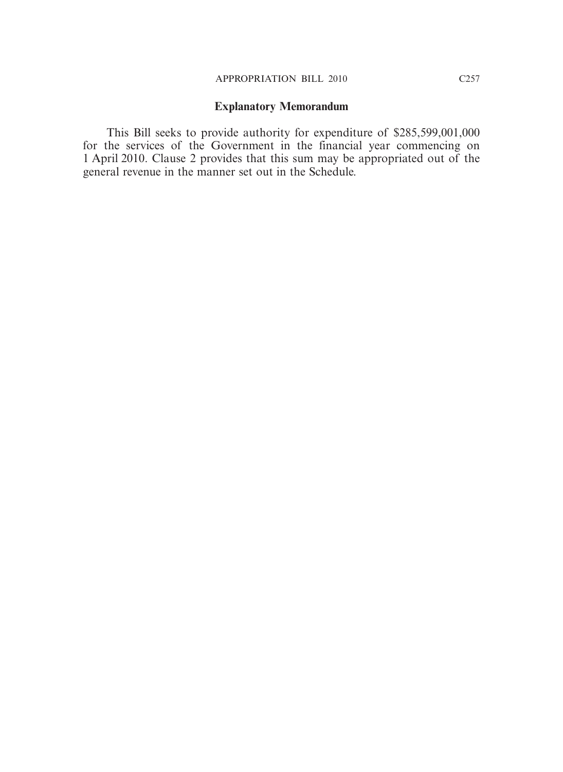## Explanatory Memorandum

This Bill seeks to provide authority for expenditure of $285,599,001,000 for the services of the Government in the financial year commencing on 1 April 2010. Clause 2 provides that this sum may be appropriated out of the general revenue in the manner set out in the Schedule.